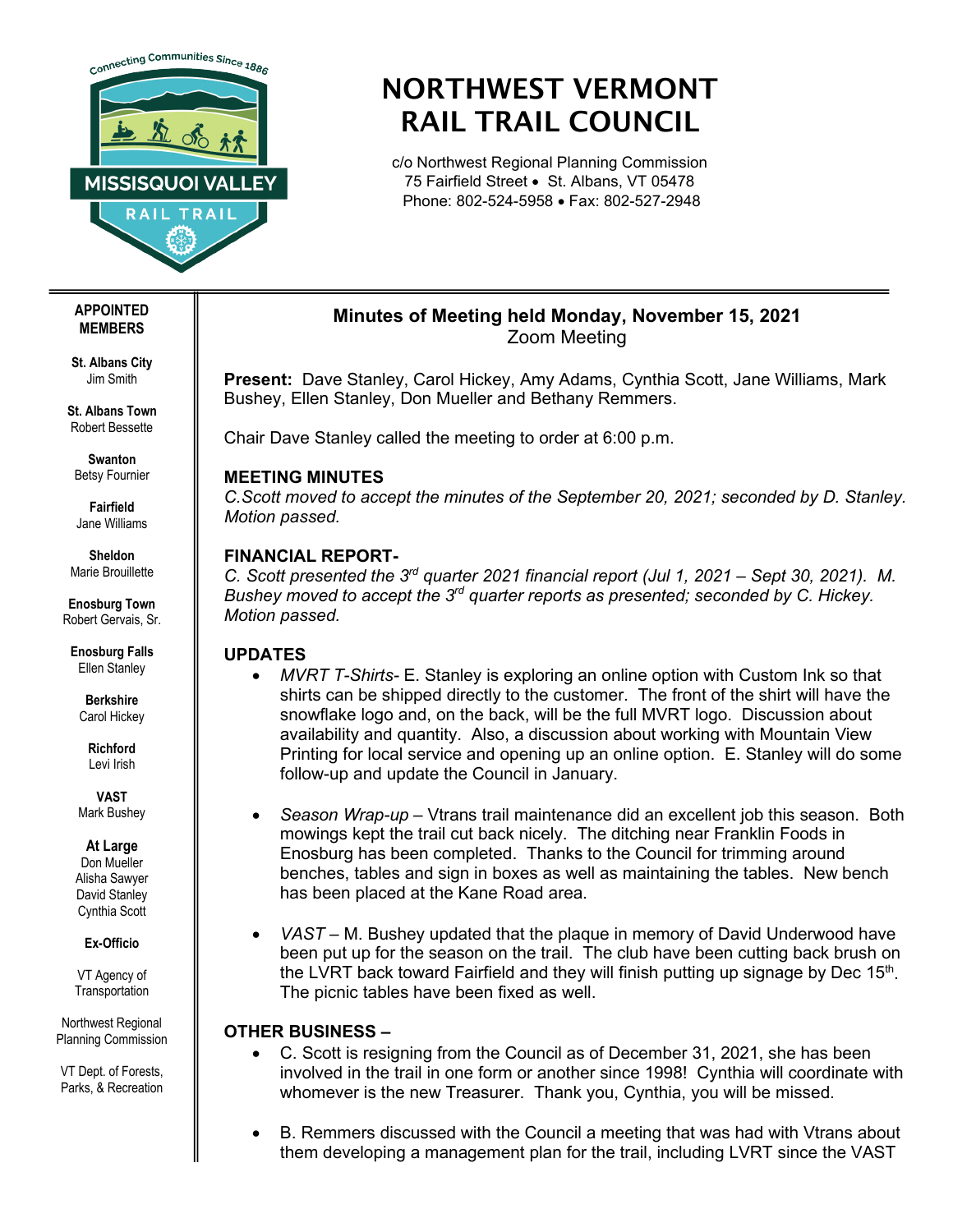# NORTHWEST VERMONT RAIL TRAIL COUNCIL

c/o Northwest Regional Planning Commission
75 Fairfield Street • St. Albans, VT 05478
Phone: 802-524-5958 • Fax: 802-527-2948

**APPOINTED MEMBERS**

**St. Albans City**
Jim Smith

**St. Albans Town**
Robert Bessette

**Swanton**
Betsy Fournier

**Fairfield**
Jane Williams

**Sheldon**
Marie Brouillette

**Enosburg Town**
Robert Gervais, Sr.

**Enosburg Falls**
Ellen Stanley

**Berkshire**
Carol Hickey

**Richford**
Levi Irish

**VAST**
Mark Bushey

**At Large**
Don Mueller
Alisha Sawyer
David Stanley
Cynthia Scott

**Ex-Officio**

VT Agency of Transportation

Northwest Regional Planning Commission

VT Dept. of Forests, Parks, & Recreation

## Minutes of Meeting held Monday, November 15, 2021
Zoom Meeting

**Present:** Dave Stanley, Carol Hickey, Amy Adams, Cynthia Scott, Jane Williams, Mark Bushey, Ellen Stanley, Don Mueller and Bethany Remmers.

Chair Dave Stanley called the meeting to order at 6:00 p.m.

### MEETING MINUTES

*C.Scott moved to accept the minutes of the September 20, 2021; seconded by D. Stanley. Motion passed.*

### FINANCIAL REPORT-

*C. Scott presented the 3rd quarter 2021 financial report (Jul 1, 2021 – Sept 30, 2021). M. Bushey moved to accept the 3rd quarter reports as presented; seconded by C. Hickey. Motion passed.*

### UPDATES

- *MVRT T-Shirts*- E. Stanley is exploring an online option with Custom Ink so that shirts can be shipped directly to the customer. The front of the shirt will have the snowflake logo and, on the back, will be the full MVRT logo. Discussion about availability and quantity. Also, a discussion about working with Mountain View Printing for local service and opening up an online option. E. Stanley will do some follow-up and update the Council in January.

- *Season Wrap-up* – Vtrans trail maintenance did an excellent job this season. Both mowings kept the trail cut back nicely. The ditching near Franklin Foods in Enosburg has been completed. Thanks to the Council for trimming around benches, tables and sign in boxes as well as maintaining the tables. New bench has been placed at the Kane Road area.

- *VAST* – M. Bushey updated that the plaque in memory of David Underwood have been put up for the season on the trail. The club have been cutting back brush on the LVRT back toward Fairfield and they will finish putting up signage by Dec 15th. The picnic tables have been fixed as well.

### OTHER BUSINESS –

- C. Scott is resigning from the Council as of December 31, 2021, she has been involved in the trail in one form or another since 1998! Cynthia will coordinate with whomever is the new Treasurer. Thank you, Cynthia, you will be missed.

- B. Remmers discussed with the Council a meeting that was had with Vtrans about them developing a management plan for the trail, including LVRT since the VAST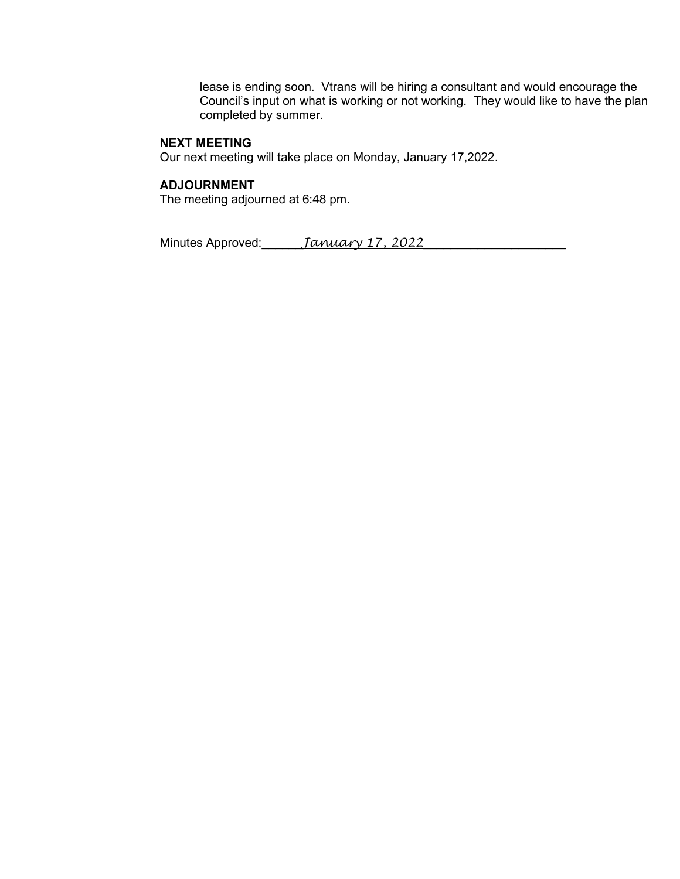lease is ending soon. Vtrans will be hiring a consultant and would encourage the Council's input on what is working or not working. They would like to have the plan completed by summer.

**NEXT MEETING**

Our next meeting will take place on Monday, January 17,2022.

**ADJOURNMENT**

The meeting adjourned at 6:48 pm.

Minutes Approved: *January 17, 2022*